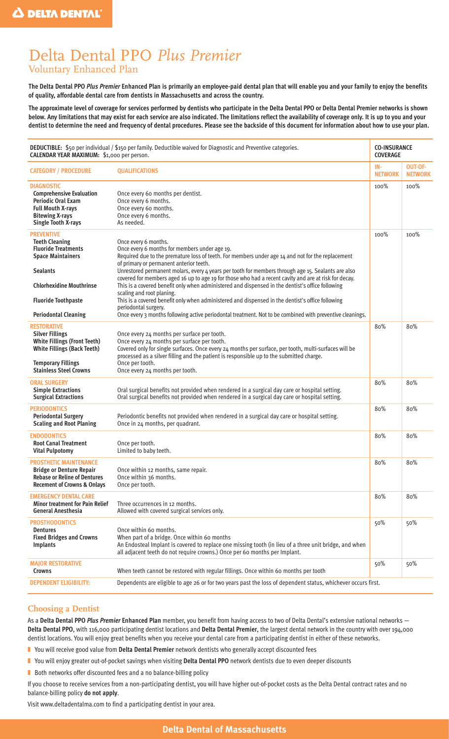**DELTA DENTAL**

# Delta Dental PPO *Plus Premier*

## Voluntary Enhanced Plan

**The Delta Dental PPO *Plus Premier* Enhanced Plan is primarily an employee-paid dental plan that will enable you and your family to enjoy the benefits of quality, affordable dental care from dentists in Massachusetts and across the country.**

**The approximate level of coverage for services performed by dentists who participate in the Delta Dental PPO or Delta Dental Premier networks is shown below. Any limitations that may exist for each service are also indicated. The limitations reflect the availability of coverage only. It is up to you and your dentist to determine the need and frequency of dental procedures. Please see the backside of this document for information about how to use your plan.**

| **DEDUCTIBLE:** $50 per individual / $150 per family. Deductible waived for Diagnostic and Preventive categories.<br>**CALENDAR YEAR MAXIMUM:** $1,000 per person. | | **CO-INSURANCE COVERAGE** | |
|---|---|---|---|
| **CATEGORY / PROCEDURE** | **QUALIFICATIONS** | **IN-NETWORK** | **OUT-OF-NETWORK** |
| **DIAGNOSTIC** | | 100% | 100% |
| **Comprehensive Evaluation** | Once every 60 months per dentist. | | |
| **Periodic Oral Exam** | Once every 6 months. | | |
| **Full Mouth X-rays** | Once every 60 months. | | |
| **Bitewing X-rays** | Once every 6 months. | | |
| **Single Tooth X-rays** | As needed. | | |
| **PREVENTIVE** | | 100% | 100% |
| **Teeth Cleaning** | Once every 6 months. | | |
| **Fluoride Treatments** | Once every 6 months for members under age 19. | | |
| **Space Maintainers** | Required due to the premature loss of teeth. For members under age 14 and not for the replacement of primary or permanent anterior teeth. | | |
| **Sealants** | Unrestored permanent molars, every 4 years per tooth for members through age 15. Sealants are also covered for members aged 16 up to age 19 for those who had a recent cavity and are at risk for decay. | | |
| **Chlorhexidine Mouthrinse** | This is a covered benefit only when administered and dispensed in the dentist's office following scaling and root planing. | | |
| **Fluoride Toothpaste** | This is a covered benefit only when administered and dispensed in the dentist's office following periodontal surgery. | | |
| **Periodontal Cleaning** | Once every 3 months following active periodontal treatment. Not to be combined with preventive cleanings. | | |
| **RESTORATIVE** | | 80% | 80% |
| **Silver Fillings** | Once every 24 months per surface per tooth. | | |
| **White Fillings (Front Teeth)** | Once every 24 months per surface per tooth. | | |
| **White Fillings (Back Teeth)** | Covered only for single surfaces. Once every 24 months per surface, per tooth, multi-surfaces will be processed as a silver filling and the patient is responsible up to the submitted charge. | | |
| **Temporary Fillings** | Once per tooth. | | |
| **Stainless Steel Crowns** | Once every 24 months per tooth. | | |
| **ORAL SURGERY** | | 80% | 80% |
| **Simple Extractions** | Oral surgical benefits not provided when rendered in a surgical day care or hospital setting. | | |
| **Surgical Extractions** | Oral surgical benefits not provided when rendered in a surgical day care or hospital setting. | | |
| **PERIODONTICS** | | 80% | 80% |
| **Periodontal Surgery** | Periodontic benefits not provided when rendered in a surgical day care or hospital setting. | | |
| **Scaling and Root Planing** | Once in 24 months, per quadrant. | | |
| **ENDODONTICS** | | 80% | 80% |
| **Root Canal Treatment** | Once per tooth. | | |
| **Vital Pulpotomy** | Limited to baby teeth. | | |
| **PROSTHETIC MAINTENANCE** | | 80% | 80% |
| **Bridge or Denture Repair** | Once within 12 months, same repair. | | |
| **Rebase or Reline of Dentures** | Once within 36 months. | | |
| **Recement of Crowns & Onlays** | Once per tooth. | | |
| **EMERGENCY DENTAL CARE** | | 80% | 80% |
| **Minor treatment for Pain Relief** | Three occurrences in 12 months. | | |
| **General Anesthesia** | Allowed with covered surgical services only. | | |
| **PROSTHODONTICS** | | 50% | 50% |
| **Dentures** | Once within 60 months. | | |
| **Fixed Bridges and Crowns** | When part of a bridge. Once within 60 months | | |
| **Implants** | An Endosteal Implant is covered to replace one missing tooth (in lieu of a three unit bridge, and when all adjacent teeth do not require crowns.) Once per 60 months per Implant. | | |
| **MAJOR RESTORATIVE** | | 50% | 50% |
| **Crowns** | When teeth cannot be restored with regular fillings. Once within 60 months per tooth | | |
| **DEPENDENT ELIGIBILITY:** | Dependents are eligible to age 26 or for two years past the loss of dependent status, whichever occurs first. | | |

## Choosing a Dentist

As a **Delta Dental PPO *Plus Premier* Enhanced Plan** member, you benefit from having access to two of Delta Dental's extensive national networks — **Delta Dental PPO**, with 116,000 participating dentist locations and **Delta Dental Premier**, the largest dental network in the country with over 194,000 dentist locations. You will enjoy great benefits when you receive your dental care from a participating dentist in either of these networks.

- You will receive good value from **Delta Dental Premier** network dentists who generally accept discounted fees
- You will enjoy greater out-of-pocket savings when visiting **Delta Dental PPO** network dentists due to even deeper discounts
- Both networks offer discounted fees and a no balance-billing policy

If you choose to receive services from a non-participating dentist, you will have higher out-of-pocket costs as the Delta Dental contract rates and no balance-billing policy **do not apply**.

Visit www.deltadentalma.com to find a participating dentist in your area.

**Delta Dental of Massachusetts**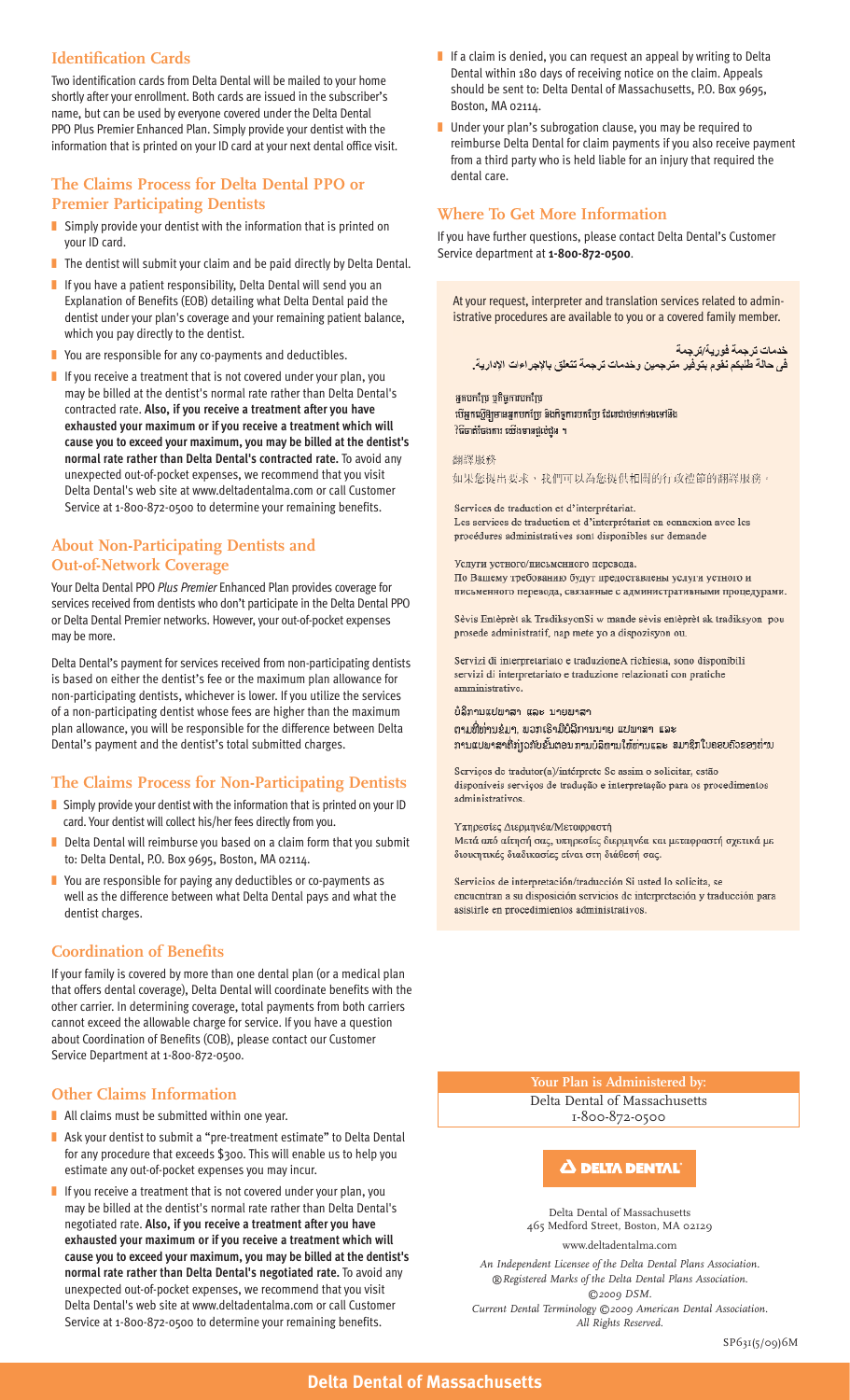## Identification Cards

Two identification cards from Delta Dental will be mailed to your home shortly after your enrollment. Both cards are issued in the subscriber's name, but can be used by everyone covered under the Delta Dental PPO Plus Premier Enhanced Plan. Simply provide your dentist with the information that is printed on your ID card at your next dental office visit.

## The Claims Process for Delta Dental PPO or Premier Participating Dentists

- Simply provide your dentist with the information that is printed on your ID card.
- The dentist will submit your claim and be paid directly by Delta Dental.
- If you have a patient responsibility, Delta Dental will send you an Explanation of Benefits (EOB) detailing what Delta Dental paid the dentist under your plan's coverage and your remaining patient balance, which you pay directly to the dentist.
- You are responsible for any co-payments and deductibles.
- If you receive a treatment that is not covered under your plan, you may be billed at the dentist's normal rate rather than Delta Dental's contracted rate. **Also, if you receive a treatment after you have exhausted your maximum or if you receive a treatment which will cause you to exceed your maximum, you may be billed at the dentist's normal rate rather than Delta Dental's contracted rate.** To avoid any unexpected out-of-pocket expenses, we recommend that you visit Delta Dental's web site at www.deltadentalma.com or call Customer Service at 1-800-872-0500 to determine your remaining benefits.

## About Non-Participating Dentists and Out-of-Network Coverage

Your Delta Dental PPO *Plus Premier* Enhanced Plan provides coverage for services received from dentists who don't participate in the Delta Dental PPO or Delta Dental Premier networks. However, your out-of-pocket expenses may be more.

Delta Dental's payment for services received from non-participating dentists is based on either the dentist's fee or the maximum plan allowance for non-participating dentists, whichever is lower. If you utilize the services of a non-participating dentist whose fees are higher than the maximum plan allowance, you will be responsible for the difference between Delta Dental's payment and the dentist's total submitted charges.

## The Claims Process for Non-Participating Dentists

- Simply provide your dentist with the information that is printed on your ID card. Your dentist will collect his/her fees directly from you.
- Delta Dental will reimburse you based on a claim form that you submit to: Delta Dental, P.O. Box 9695, Boston, MA 02114.
- You are responsible for paying any deductibles or co-payments as well as the difference between what Delta Dental pays and what the dentist charges.

## Coordination of Benefits

If your family is covered by more than one dental plan (or a medical plan that offers dental coverage), Delta Dental will coordinate benefits with the other carrier. In determining coverage, total payments from both carriers cannot exceed the allowable charge for service. If you have a question about Coordination of Benefits (COB), please contact our Customer Service Department at 1-800-872-0500.

## Other Claims Information

- All claims must be submitted within one year.
- Ask your dentist to submit a "pre-treatment estimate" to Delta Dental for any procedure that exceeds $300. This will enable us to help you estimate any out-of-pocket expenses you may incur.
- If you receive a treatment that is not covered under your plan, you may be billed at the dentist's normal rate rather than Delta Dental's negotiated rate. **Also, if you receive a treatment after you have exhausted your maximum or if you receive a treatment which will cause you to exceed your maximum, you may be billed at the dentist's normal rate rather than Delta Dental's negotiated rate.** To avoid any unexpected out-of-pocket expenses, we recommend that you visit Delta Dental's web site at www.deltadentalma.com or call Customer Service at 1-800-872-0500 to determine your remaining benefits.
- If a claim is denied, you can request an appeal by writing to Delta Dental within 180 days of receiving notice on the claim. Appeals should be sent to: Delta Dental of Massachusetts, P.O. Box 9695, Boston, MA 02114.
- Under your plan's subrogation clause, you may be required to reimburse Delta Dental for claim payments if you also receive payment from a third party who is held liable for an injury that required the dental care.

## Where To Get More Information

If you have further questions, please contact Delta Dental's Customer Service department at **1-800-872-0500**.

At your request, interpreter and translation services related to administrative procedures are available to you or a covered family member.

خدمات ترجمة فورية/ترجمة
في حالة طلبكم نقوم بتوفير مترجمين وخدمات ترجمة تتعلق بالإجراءات الإدارية.

សេវាបកប្រែ ឬអ្នកបកប្រែ
បើអ្នកស្នើសុំ នឹងមានអ្នកបកប្រែ និងកិច្ចការបកប្រែ ដែលទាក់ទងនឹងនីតិវិធីរដ្ឋបាល សម្រាប់អ្នក ឬសមាជិកគ្រួសាររបស់អ្នក។

翻譯服務
如果您提出要求，我們可以為您提供相關的行政程序的翻譯服務。

Services de traduction et d'interprétariat.
Les services de traduction et d'interprétariat en connexion avec les procédures administratives sont disponibles sur demande

Услуги устного/письменного перевода.
По Вашему требованию будут предоставлены услуги устного и письменного перевода, связанные с административными процедурами.

Sèvis Entèprèt ak TradiksyonSi w mande sèvis entèprèt ak tradiksyon pou prosede administratif, nap mete yo a disposizyon ou.

Servizi di interpretariato e traduzioneA richiesta, sono disponibili servizi di interpretariato e traduzione relazionati con pratiche amministrative.

ບໍລິການແປພາສາ ແລະ ນາຍພາສາ
ຕາມທີ່ທ່ານຂໍມາ, ພວກເຮົາມີບໍລິການນາຍພາສາ ແປພາສາ ແລະ ການແປພາສາທີ່ກ່ຽວກັບຂັ້ນຕອນການບໍລິຫານໃຫ້ທ່ານແລະ ສະມາຊິກໃນຄອບຄົວຂອງທ່ານ

Serviços de tradutor(a)/intérprete Se assim o solicitar, estão disponíveis serviços de tradução e interpretação para os procedimentos administrativos.

Υπηρεσίες Διερμηνέα/Μεταφραστή
Μετά από αίτησή σας, υπηρεσίες διερμηνέα και μεταφραστή σχετικά με διοικητικές διαδικασίες είναι στη διάθεσή σας.

Servicios de interpretación/traducción Si usted lo solicita, se encuentran a su disposición servicios de interpretación y traducción para asistirle en procedimientos administrativos.

**Your Plan is Administered by:**
Delta Dental of Massachusetts
1-800-872-0500

DELTA DENTAL

Delta Dental of Massachusetts
465 Medford Street, Boston, MA 02129
www.deltadentalma.com

*An Independent Licensee of the Delta Dental Plans Association.*
*® Registered Marks of the Delta Dental Plans Association.*
*©2009 DSM.*
*Current Dental Terminology ©2009 American Dental Association. All Rights Reserved.*

SP631(5/09)6M

**Delta Dental of Massachusetts**